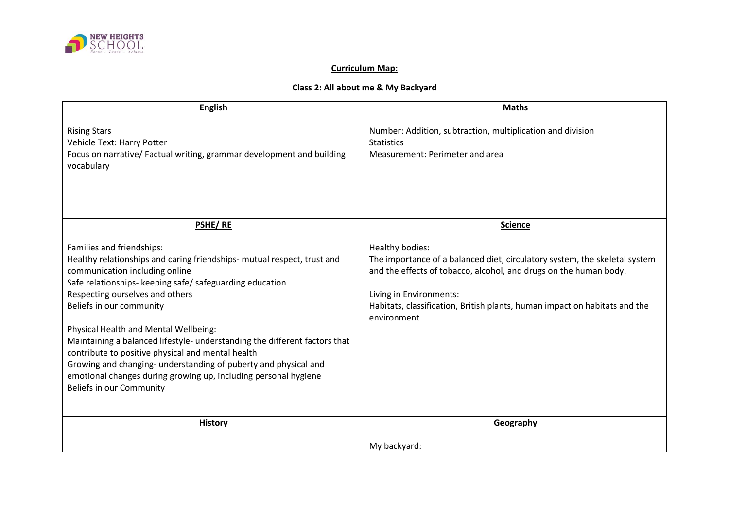**Curriculum Map:**

**Class 2: All about me & My Backyard**

| **English** | **Maths** |
|---|---|
| Rising Stars<br>Vehicle Text: Harry Potter<br>Focus on narrative/ Factual writing, grammar development and building vocabulary | Number: Addition, subtraction, multiplication and division<br>Statistics<br>Measurement: Perimeter and area |
| **PSHE/ RE** | **Science** |
| Families and friendships:<br>Healthy relationships and caring friendships- mutual respect, trust and communication including online<br>Safe relationships- keeping safe/ safeguarding education<br>Respecting ourselves and others<br>Beliefs in our community<br><br>Physical Health and Mental Wellbeing:<br>Maintaining a balanced lifestyle- understanding the different factors that contribute to positive physical and mental health<br>Growing and changing- understanding of puberty and physical and emotional changes during growing up, including personal hygiene<br>Beliefs in our Community | Healthy bodies:<br>The importance of a balanced diet, circulatory system, the skeletal system and the effects of tobacco, alcohol, and drugs on the human body.<br><br>Living in Environments:<br>Habitats, classification, British plants, human impact on habitats and the environment |
| **History** | **Geography** |
| | My backyard: |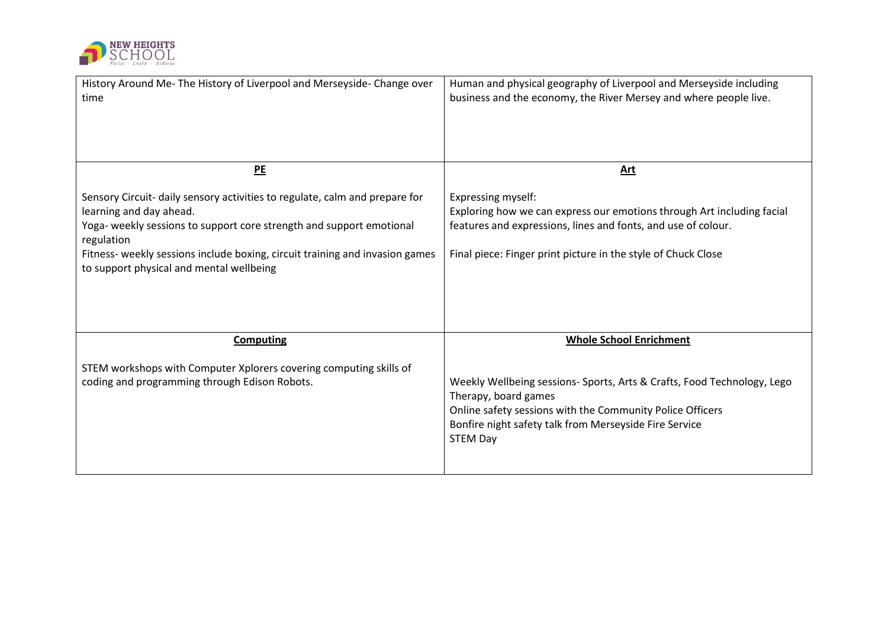| | |
|---|---|
| History Around Me- The History of Liverpool and Merseyside- Change over time | Human and physical geography of Liverpool and Merseyside including business and the economy, the River Mersey and where people live. |
| **PE**<br><br>Sensory Circuit- daily sensory activities to regulate, calm and prepare for learning and day ahead.<br>Yoga- weekly sessions to support core strength and support emotional regulation<br>Fitness- weekly sessions include boxing, circuit training and invasion games to support physical and mental wellbeing | **Art**<br><br>Expressing myself:<br>Exploring how we can express our emotions through Art including facial features and expressions, lines and fonts, and use of colour.<br><br>Final piece: Finger print picture in the style of Chuck Close |
| **Computing**<br><br>STEM workshops with Computer Xplorers covering computing skills of coding and programming through Edison Robots. | **Whole School Enrichment**<br><br>Weekly Wellbeing sessions- Sports, Arts & Crafts, Food Technology, Lego Therapy, board games<br>Online safety sessions with the Community Police Officers<br>Bonfire night safety talk from Merseyside Fire Service<br>STEM Day |